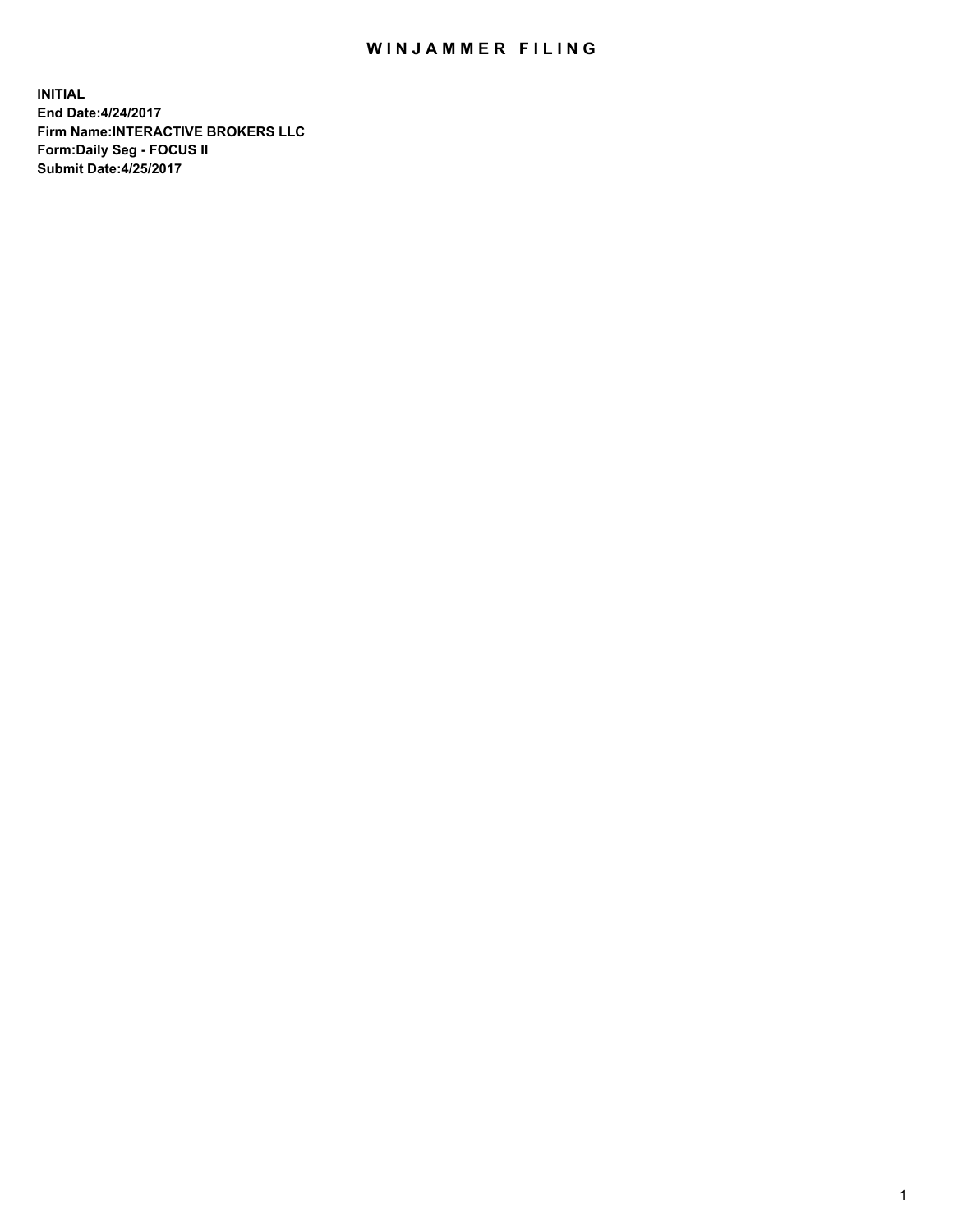# WINJAMMER FILING

**INITIAL**
**End Date:4/24/2017**
**Firm Name:INTERACTIVE BROKERS LLC**
**Form:Daily Seg - FOCUS II**
**Submit Date:4/25/2017**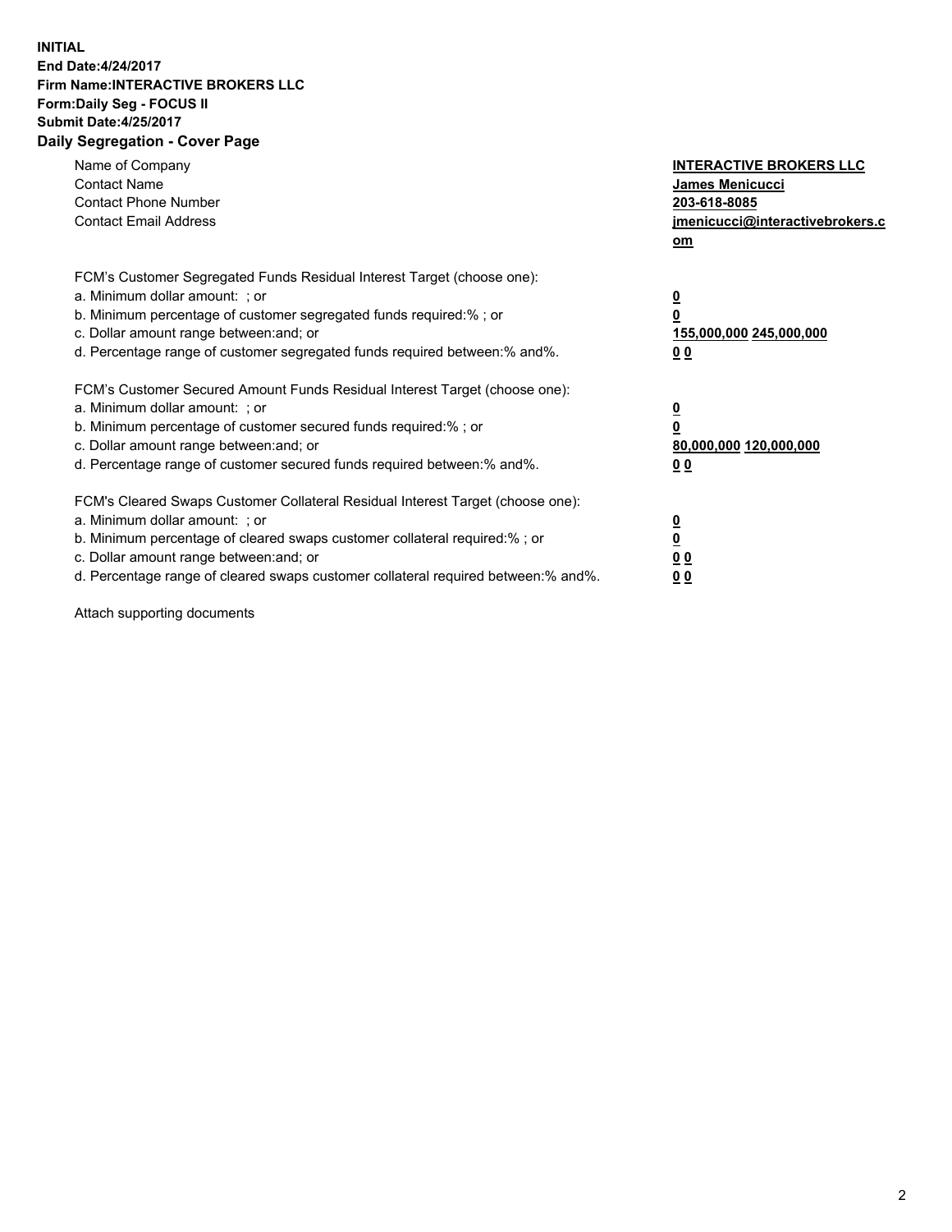**INITIAL**
**End Date:4/24/2017**
**Firm Name:INTERACTIVE BROKERS LLC**
**Form:Daily Seg - FOCUS II**
**Submit Date:4/25/2017**
**Daily Segregation - Cover Page**

| | |
|---|---|
| Name of Company | **INTERACTIVE BROKERS LLC** |
| Contact Name | **James Menicucci** |
| Contact Phone Number | **203-618-8085** |
| Contact Email Address | **jmenicucci@interactivebrokers.com** |

FCM's Customer Segregated Funds Residual Interest Target (choose one):

| | |
|---|---|
| a. Minimum dollar amount: ; or | **0** |
| b. Minimum percentage of customer segregated funds required:% ; or | **0** |
| c. Dollar amount range between:and; or | **155,000,000 245,000,000** |
| d. Percentage range of customer segregated funds required between:% and%. | **0 0** |

FCM's Customer Secured Amount Funds Residual Interest Target (choose one):

| | |
|---|---|
| a. Minimum dollar amount: ; or | **0** |
| b. Minimum percentage of customer secured funds required:% ; or | **0** |
| c. Dollar amount range between:and; or | **80,000,000 120,000,000** |
| d. Percentage range of customer secured funds required between:% and%. | **0 0** |

FCM's Cleared Swaps Customer Collateral Residual Interest Target (choose one):

| | |
|---|---|
| a. Minimum dollar amount: ; or | **0** |
| b. Minimum percentage of cleared swaps customer collateral required:% ; or | **0** |
| c. Dollar amount range between:and; or | **0 0** |
| d. Percentage range of cleared swaps customer collateral required between:% and%. | **0 0** |

Attach supporting documents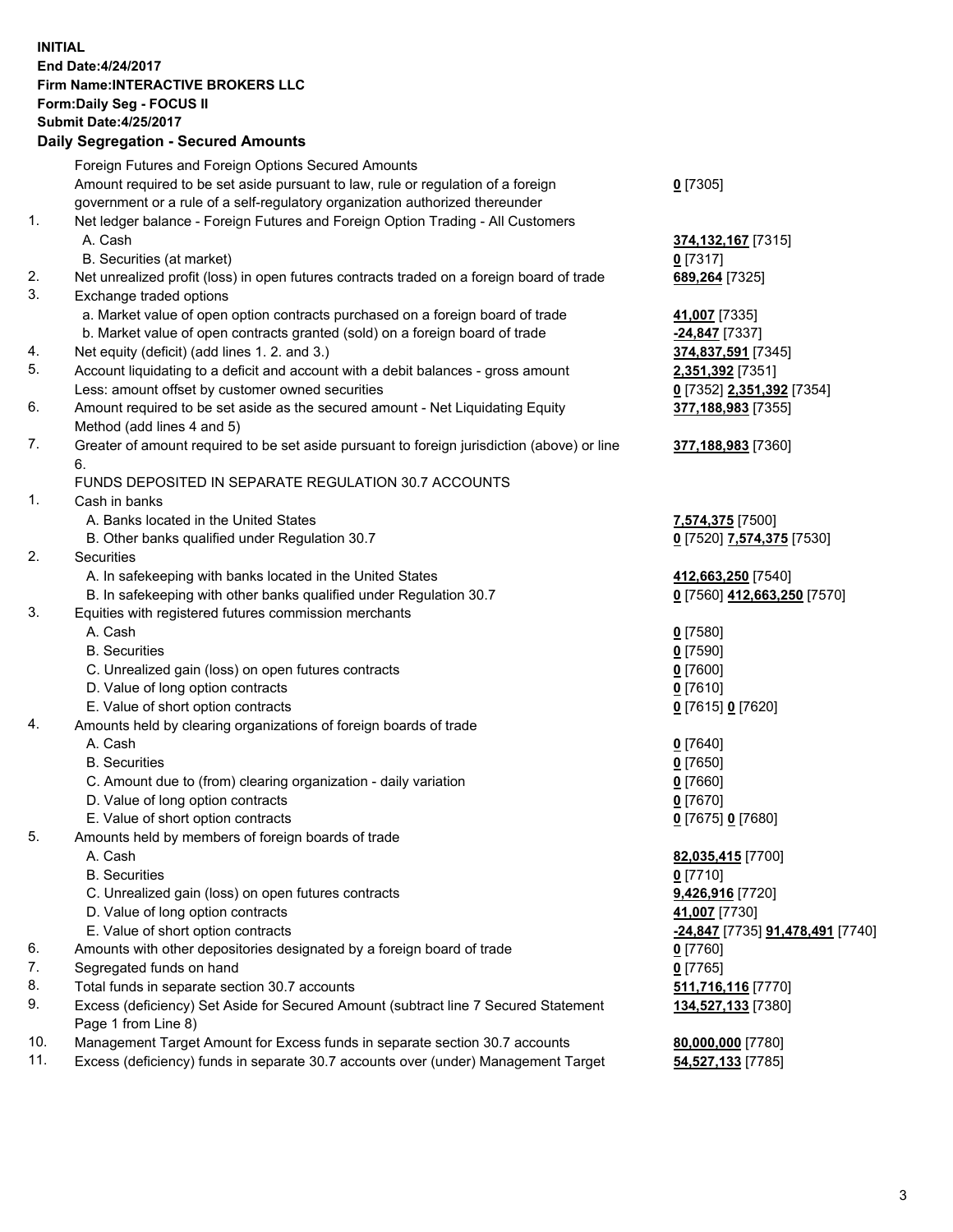**INITIAL**
**End Date:4/24/2017**
**Firm Name:INTERACTIVE BROKERS LLC**
**Form:Daily Seg - FOCUS II**
**Submit Date:4/25/2017**
**Daily Segregation - Secured Amounts**

| | | |
|---|---|---|
| | Foreign Futures and Foreign Options Secured Amounts | |
| | Amount required to be set aside pursuant to law, rule or regulation of a foreign government or a rule of a self-regulatory organization authorized thereunder | **0** [7305] |
| 1. | Net ledger balance - Foreign Futures and Foreign Option Trading - All Customers | |
| | A. Cash | **374,132,167** [7315] |
| | B. Securities (at market) | **0** [7317] |
| 2. | Net unrealized profit (loss) in open futures contracts traded on a foreign board of trade | **689,264** [7325] |
| 3. | Exchange traded options | |
| | a. Market value of open option contracts purchased on a foreign board of trade | **41,007** [7335] |
| | b. Market value of open contracts granted (sold) on a foreign board of trade | **-24,847** [7337] |
| 4. | Net equity (deficit) (add lines 1. 2. and 3.) | **374,837,591** [7345] |
| 5. | Account liquidating to a deficit and account with a debit balances - gross amount | **2,351,392** [7351] |
| | Less: amount offset by customer owned securities | **0** [7352] **2,351,392** [7354] |
| 6. | Amount required to be set aside as the secured amount - Net Liquidating Equity Method (add lines 4 and 5) | **377,188,983** [7355] |
| 7. | Greater of amount required to be set aside pursuant to foreign jurisdiction (above) or line 6. | **377,188,983** [7360] |
| | FUNDS DEPOSITED IN SEPARATE REGULATION 30.7 ACCOUNTS | |
| 1. | Cash in banks | |
| | A. Banks located in the United States | **7,574,375** [7500] |
| | B. Other banks qualified under Regulation 30.7 | **0** [7520] **7,574,375** [7530] |
| 2. | Securities | |
| | A. In safekeeping with banks located in the United States | **412,663,250** [7540] |
| | B. In safekeeping with other banks qualified under Regulation 30.7 | **0** [7560] **412,663,250** [7570] |
| 3. | Equities with registered futures commission merchants | |
| | A. Cash | **0** [7580] |
| | B. Securities | **0** [7590] |
| | C. Unrealized gain (loss) on open futures contracts | **0** [7600] |
| | D. Value of long option contracts | **0** [7610] |
| | E. Value of short option contracts | **0** [7615] **0** [7620] |
| 4. | Amounts held by clearing organizations of foreign boards of trade | |
| | A. Cash | **0** [7640] |
| | B. Securities | **0** [7650] |
| | C. Amount due to (from) clearing organization - daily variation | **0** [7660] |
| | D. Value of long option contracts | **0** [7670] |
| | E. Value of short option contracts | **0** [7675] **0** [7680] |
| 5. | Amounts held by members of foreign boards of trade | |
| | A. Cash | **82,035,415** [7700] |
| | B. Securities | **0** [7710] |
| | C. Unrealized gain (loss) on open futures contracts | **9,426,916** [7720] |
| | D. Value of long option contracts | **41,007** [7730] |
| | E. Value of short option contracts | **-24,847** [7735] **91,478,491** [7740] |
| 6. | Amounts with other depositories designated by a foreign board of trade | **0** [7760] |
| 7. | Segregated funds on hand | **0** [7765] |
| 8. | Total funds in separate section 30.7 accounts | **511,716,116** [7770] |
| 9. | Excess (deficiency) Set Aside for Secured Amount (subtract line 7 Secured Statement Page 1 from Line 8) | **134,527,133** [7380] |
| 10. | Management Target Amount for Excess funds in separate section 30.7 accounts | **80,000,000** [7780] |
| 11. | Excess (deficiency) funds in separate 30.7 accounts over (under) Management Target | **54,527,133** [7785] |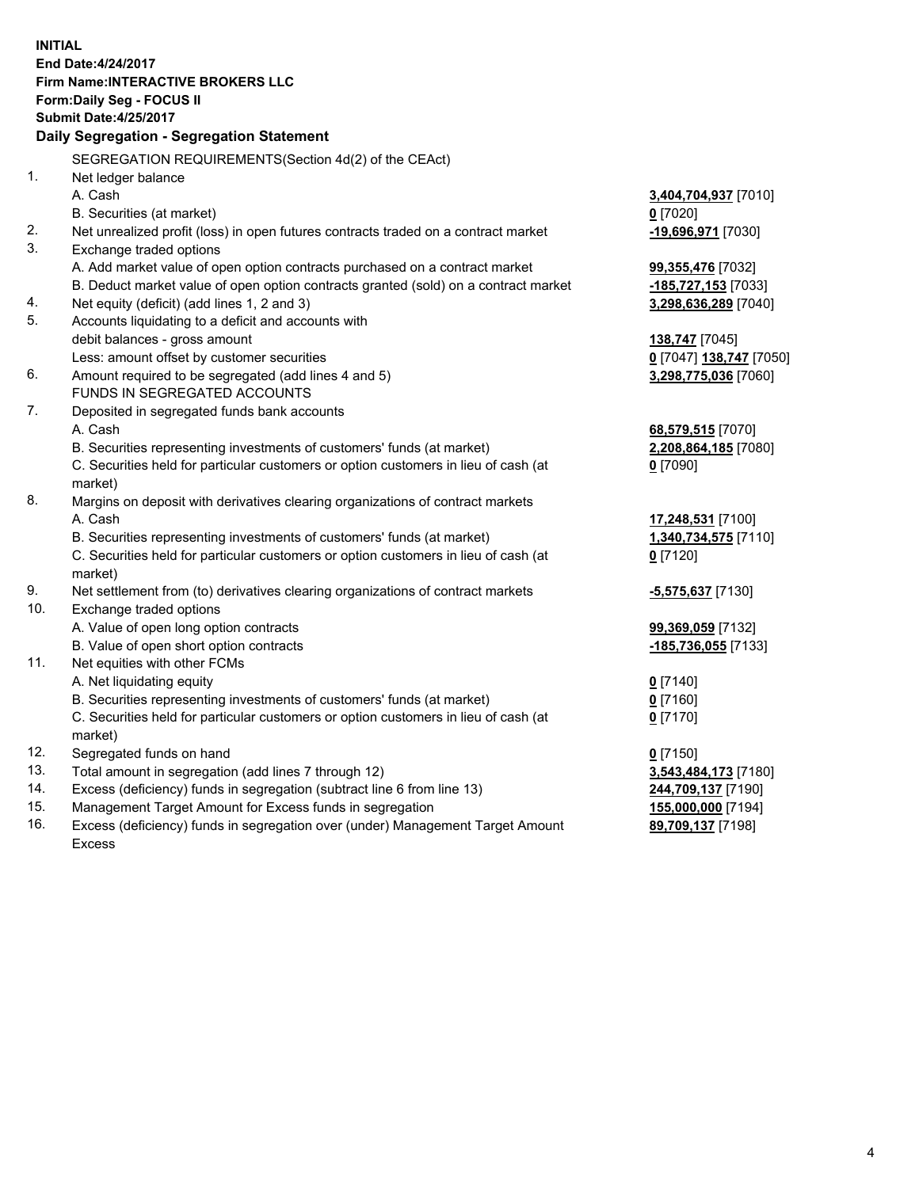**INITIAL**
**End Date:4/24/2017**
**Firm Name:INTERACTIVE BROKERS LLC**
**Form:Daily Seg - FOCUS II**
**Submit Date:4/25/2017**

### Daily Segregation - Segregation Statement

SEGREGATION REQUIREMENTS(Section 4d(2) of the CEAct)

| | | |
|---|---|---|
| 1. | Net ledger balance | |
| | A. Cash | **3,404,704,937** [7010] |
| | B. Securities (at market) | **0** [7020] |
| 2. | Net unrealized profit (loss) in open futures contracts traded on a contract market | **-19,696,971** [7030] |
| 3. | Exchange traded options | |
| | A. Add market value of open option contracts purchased on a contract market | **99,355,476** [7032] |
| | B. Deduct market value of open option contracts granted (sold) on a contract market | **-185,727,153** [7033] |
| 4. | Net equity (deficit) (add lines 1, 2 and 3) | **3,298,636,289** [7040] |
| 5. | Accounts liquidating to a deficit and accounts with debit balances - gross amount | **138,747** [7045] |
| | Less: amount offset by customer securities | **0** [7047] **138,747** [7050] |
| 6. | Amount required to be segregated (add lines 4 and 5) | **3,298,775,036** [7060] |
| | FUNDS IN SEGREGATED ACCOUNTS | |
| 7. | Deposited in segregated funds bank accounts | |
| | A. Cash | **68,579,515** [7070] |
| | B. Securities representing investments of customers' funds (at market) | **2,208,864,185** [7080] |
| | C. Securities held for particular customers or option customers in lieu of cash (at market) | **0** [7090] |
| 8. | Margins on deposit with derivatives clearing organizations of contract markets | |
| | A. Cash | **17,248,531** [7100] |
| | B. Securities representing investments of customers' funds (at market) | **1,340,734,575** [7110] |
| | C. Securities held for particular customers or option customers in lieu of cash (at market) | **0** [7120] |
| 9. | Net settlement from (to) derivatives clearing organizations of contract markets | **-5,575,637** [7130] |
| 10. | Exchange traded options | |
| | A. Value of open long option contracts | **99,369,059** [7132] |
| | B. Value of open short option contracts | **-185,736,055** [7133] |
| 11. | Net equities with other FCMs | |
| | A. Net liquidating equity | **0** [7140] |
| | B. Securities representing investments of customers' funds (at market) | **0** [7160] |
| | C. Securities held for particular customers or option customers in lieu of cash (at market) | **0** [7170] |
| 12. | Segregated funds on hand | **0** [7150] |
| 13. | Total amount in segregation (add lines 7 through 12) | **3,543,484,173** [7180] |
| 14. | Excess (deficiency) funds in segregation (subtract line 6 from line 13) | **244,709,137** [7190] |
| 15. | Management Target Amount for Excess funds in segregation | **155,000,000** [7194] |
| 16. | Excess (deficiency) funds in segregation over (under) Management Target Amount Excess | **89,709,137** [7198] |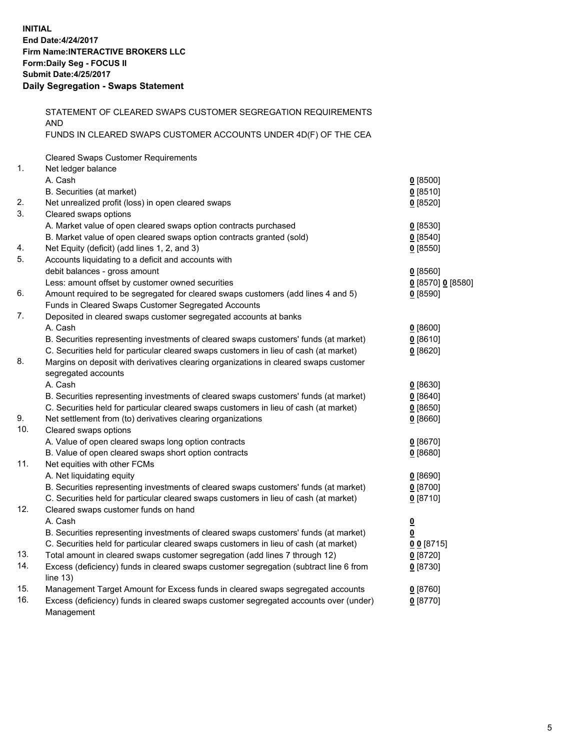**INITIAL**
**End Date:4/24/2017**
**Firm Name:INTERACTIVE BROKERS LLC**
**Form:Daily Seg - FOCUS II**
**Submit Date:4/25/2017**
**Daily Segregation - Swaps Statement**

STATEMENT OF CLEARED SWAPS CUSTOMER SEGREGATION REQUIREMENTS AND FUNDS IN CLEARED SWAPS CUSTOMER ACCOUNTS UNDER 4D(F) OF THE CEA

| | | |
|---|---|---|
| | Cleared Swaps Customer Requirements | |
| 1. | Net ledger balance | |
| | A. Cash | 0 [8500] |
| | B. Securities (at market) | 0 [8510] |
| 2. | Net unrealized profit (loss) in open cleared swaps | 0 [8520] |
| 3. | Cleared swaps options | |
| | A. Market value of open cleared swaps option contracts purchased | 0 [8530] |
| | B. Market value of open cleared swaps option contracts granted (sold) | 0 [8540] |
| 4. | Net Equity (deficit) (add lines 1, 2, and 3) | 0 [8550] |
| 5. | Accounts liquidating to a deficit and accounts with | |
| | debit balances - gross amount | 0 [8560] |
| | Less: amount offset by customer owned securities | 0 [8570] 0 [8580] |
| 6. | Amount required to be segregated for cleared swaps customers (add lines 4 and 5) | 0 [8590] |
| | Funds in Cleared Swaps Customer Segregated Accounts | |
| 7. | Deposited in cleared swaps customer segregated accounts at banks | |
| | A. Cash | 0 [8600] |
| | B. Securities representing investments of cleared swaps customers' funds (at market) | 0 [8610] |
| | C. Securities held for particular cleared swaps customers in lieu of cash (at market) | 0 [8620] |
| 8. | Margins on deposit with derivatives clearing organizations in cleared swaps customer segregated accounts | |
| | A. Cash | 0 [8630] |
| | B. Securities representing investments of cleared swaps customers' funds (at market) | 0 [8640] |
| | C. Securities held for particular cleared swaps customers in lieu of cash (at market) | 0 [8650] |
| 9. | Net settlement from (to) derivatives clearing organizations | 0 [8660] |
| 10. | Cleared swaps options | |
| | A. Value of open cleared swaps long option contracts | 0 [8670] |
| | B. Value of open cleared swaps short option contracts | 0 [8680] |
| 11. | Net equities with other FCMs | |
| | A. Net liquidating equity | 0 [8690] |
| | B. Securities representing investments of cleared swaps customers' funds (at market) | 0 [8700] |
| | C. Securities held for particular cleared swaps customers in lieu of cash (at market) | 0 [8710] |
| 12. | Cleared swaps customer funds on hand | |
| | A. Cash | 0 |
| | B. Securities representing investments of cleared swaps customers' funds (at market) | 0 |
| | C. Securities held for particular cleared swaps customers in lieu of cash (at market) | 0 0 [8715] |
| 13. | Total amount in cleared swaps customer segregation (add lines 7 through 12) | 0 [8720] |
| 14. | Excess (deficiency) funds in cleared swaps customer segregation (subtract line 6 from line 13) | 0 [8730] |
| 15. | Management Target Amount for Excess funds in cleared swaps segregated accounts | 0 [8760] |
| 16. | Excess (deficiency) funds in cleared swaps customer segregated accounts over (under) Management | 0 [8770] |